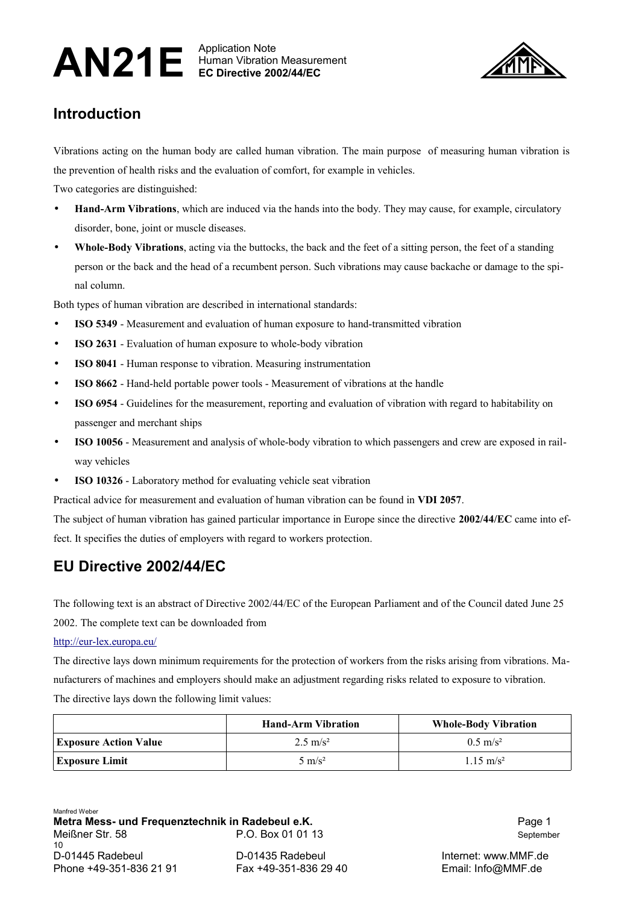# AN21E

Application Note
Human Vibration Measurement
**EC Directive 2002/44/EC**

## Introduction

Vibrations acting on the human body are called human vibration. The main purpose of measuring human vibration is the prevention of health risks and the evaluation of comfort, for example in vehicles.

Two categories are distinguished:

- **Hand-Arm Vibrations**, which are induced via the hands into the body. They may cause, for example, circulatory disorder, bone, joint or muscle diseases.
- **Whole-Body Vibrations**, acting via the buttocks, the back and the feet of a sitting person, the feet of a standing person or the back and the head of a recumbent person. Such vibrations may cause backache or damage to the spinal column.

Both types of human vibration are described in international standards:

- **ISO 5349** - Measurement and evaluation of human exposure to hand-transmitted vibration
- **ISO 2631** - Evaluation of human exposure to whole-body vibration
- **ISO 8041** - Human response to vibration. Measuring instrumentation
- **ISO 8662** - Hand-held portable power tools - Measurement of vibrations at the handle
- **ISO 6954** - Guidelines for the measurement, reporting and evaluation of vibration with regard to habitability on passenger and merchant ships
- **ISO 10056** - Measurement and analysis of whole-body vibration to which passengers and crew are exposed in railway vehicles
- **ISO 10326** - Laboratory method for evaluating vehicle seat vibration

Practical advice for measurement and evaluation of human vibration can be found in **VDI 2057**.

The subject of human vibration has gained particular importance in Europe since the directive **2002/44/EC** came into effect. It specifies the duties of employers with regard to workers protection.

## EU Directive 2002/44/EC

The following text is an abstract of Directive 2002/44/EC of the European Parliament and of the Council dated June 25 2002. The complete text can be downloaded from

http://eur-lex.europa.eu/

The directive lays down minimum requirements for the protection of workers from the risks arising from vibrations. Manufacturers of machines and employers should make an adjustment regarding risks related to exposure to vibration.

The directive lays down the following limit values:

| | Hand-Arm Vibration | Whole-Body Vibration |
|---|---|---|
| **Exposure Action Value** | 2.5 m/s² | 0.5 m/s² |
| **Exposure Limit** | 5 m/s² | 1.15 m/s² |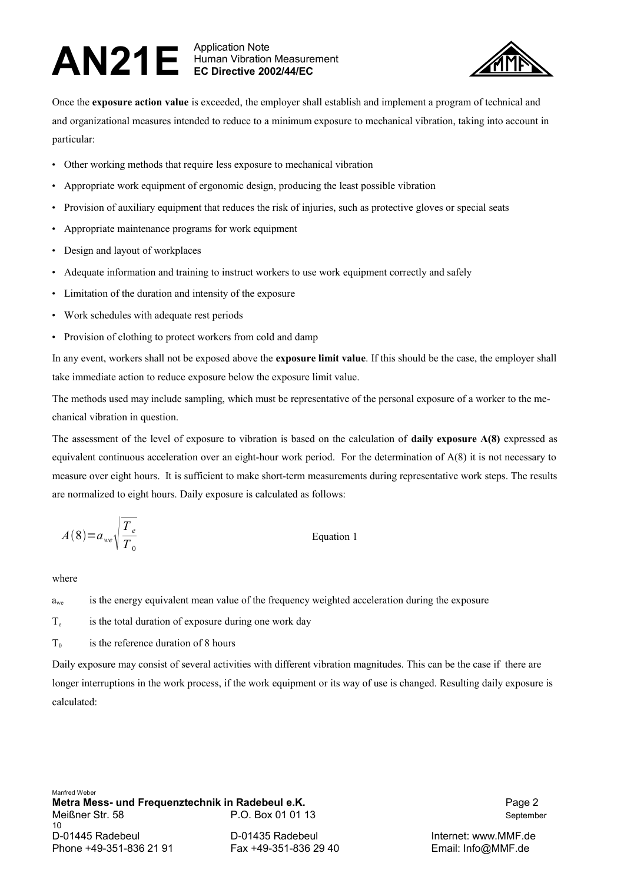Once the **exposure action value** is exceeded, the employer shall establish and implement a program of technical and and organizational measures intended to reduce to a minimum exposure to mechanical vibration, taking into account in particular:

- Other working methods that require less exposure to mechanical vibration
- Appropriate work equipment of ergonomic design, producing the least possible vibration
- Provision of auxiliary equipment that reduces the risk of injuries, such as protective gloves or special seats
- Appropriate maintenance programs for work equipment
- Design and layout of workplaces
- Adequate information and training to instruct workers to use work equipment correctly and safely
- Limitation of the duration and intensity of the exposure
- Work schedules with adequate rest periods
- Provision of clothing to protect workers from cold and damp

In any event, workers shall not be exposed above the **exposure limit value**. If this should be the case, the employer shall take immediate action to reduce exposure below the exposure limit value.

The methods used may include sampling, which must be representative of the personal exposure of a worker to the mechanical vibration in question.

The assessment of the level of exposure to vibration is based on the calculation of **daily exposure A(8)** expressed as equivalent continuous acceleration over an eight-hour work period. For the determination of A(8) it is not necessary to measure over eight hours. It is sufficient to make short-term measurements during representative work steps. The results are normalized to eight hours. Daily exposure is calculated as follows:

$$A(8)=a_{we}\sqrt{\frac{T_e}{T_0}}$$ Equation 1

where

$a_{we}$ is the energy equivalent mean value of the frequency weighted acceleration during the exposure

$T_e$ is the total duration of exposure during one work day

$T_0$ is the reference duration of 8 hours

Daily exposure may consist of several activities with different vibration magnitudes. This can be the case if there are longer interruptions in the work process, if the work equipment or its way of use is changed. Resulting daily exposure is calculated: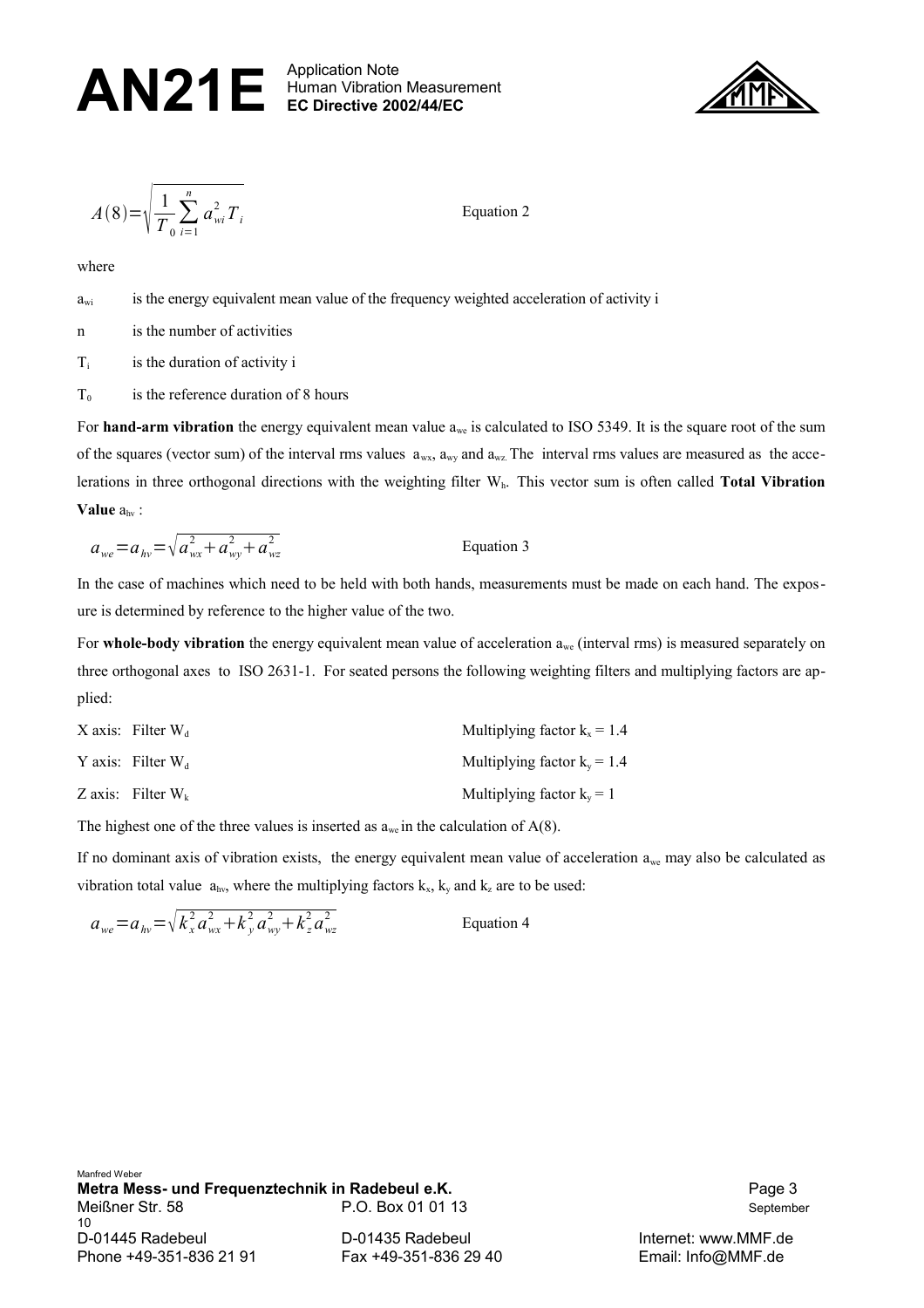$$A(8)=\sqrt{\frac{1}{T_0}\sum_{i=1}^{n} a_{wi}^2 T_i}$$ Equation 2

where

$a_{wi}$ is the energy equivalent mean value of the frequency weighted acceleration of activity i

n is the number of activities

$T_i$ is the duration of activity i

$T_0$ is the reference duration of 8 hours

For **hand-arm vibration** the energy equivalent mean value $a_{we}$ is calculated to ISO 5349. It is the square root of the sum of the squares (vector sum) of the interval rms values $a_{wx}$, $a_{wy}$ and $a_{wz}$. The interval rms values are measured as the accelerations in three orthogonal directions with the weighting filter $W_h$. This vector sum is often called **Total Vibration Value** $a_{hv}$ :

$$a_{we}=a_{hv}=\sqrt{a_{wx}^2+a_{wy}^2+a_{wz}^2}$$ Equation 3

In the case of machines which need to be held with both hands, measurements must be made on each hand. The exposure is determined by reference to the higher value of the two.

For **whole-body vibration** the energy equivalent mean value of acceleration $a_{we}$ (interval rms) is measured separately on three orthogonal axes to ISO 2631-1. For seated persons the following weighting filters and multiplying factors are applied:

X axis: Filter $W_d$ Multiplying factor $k_x = 1.4$

Y axis: Filter $W_d$ Multiplying factor $k_y = 1.4$

Z axis: Filter $W_k$ Multiplying factor $k_y = 1$

The highest one of the three values is inserted as $a_{we}$ in the calculation of A(8).

If no dominant axis of vibration exists, the energy equivalent mean value of acceleration $a_{we}$ may also be calculated as vibration total value $a_{hv}$, where the multiplying factors $k_x$, $k_y$ and $k_z$ are to be used:

$$a_{we}=a_{hv}=\sqrt{k_x^2 a_{wx}^2+k_y^2 a_{wy}^2+k_z^2 a_{wz}^2}$$ Equation 4